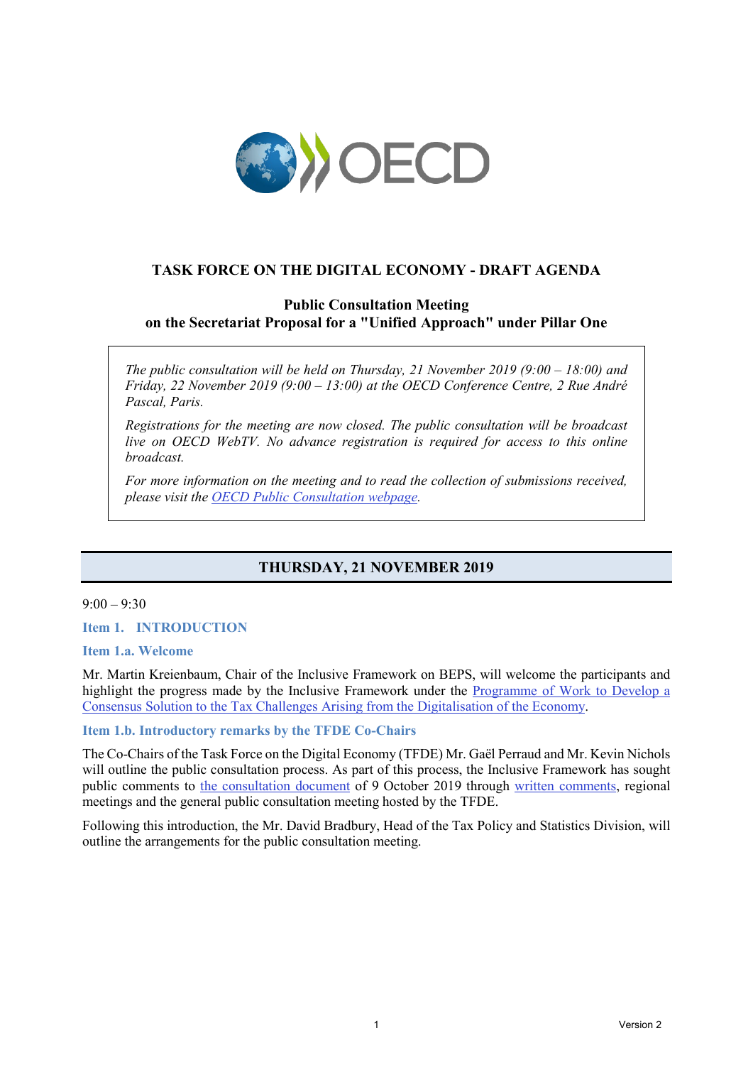# TASK FORCE ON THE DIGITAL ECONOMY - DRAFT AGENDA

## Public Consultation Meeting on the Secretariat Proposal for a "Unified Approach" under Pillar One

*The public consultation will be held on Thursday, 21 November 2019 (9:00 – 18:00) and Friday, 22 November 2019 (9:00 – 13:00) at the OECD Conference Centre, 2 Rue André Pascal, Paris.*

*Registrations for the meeting are now closed. The public consultation will be broadcast live on OECD WebTV. No advance registration is required for access to this online broadcast.*

*For more information on the meeting and to read the collection of submissions received, please visit the OECD Public Consultation webpage.*

## THURSDAY, 21 NOVEMBER 2019

9:00 – 9:30

### Item 1. INTRODUCTION

#### Item 1.a. Welcome

Mr. Martin Kreienbaum, Chair of the Inclusive Framework on BEPS, will welcome the participants and highlight the progress made by the Inclusive Framework under the Programme of Work to Develop a Consensus Solution to the Tax Challenges Arising from the Digitalisation of the Economy.

#### Item 1.b. Introductory remarks by the TFDE Co-Chairs

The Co-Chairs of the Task Force on the Digital Economy (TFDE) Mr. Gaël Perraud and Mr. Kevin Nichols will outline the public consultation process. As part of this process, the Inclusive Framework has sought public comments to the consultation document of 9 October 2019 through written comments, regional meetings and the general public consultation meeting hosted by the TFDE.

Following this introduction, the Mr. David Bradbury, Head of the Tax Policy and Statistics Division, will outline the arrangements for the public consultation meeting.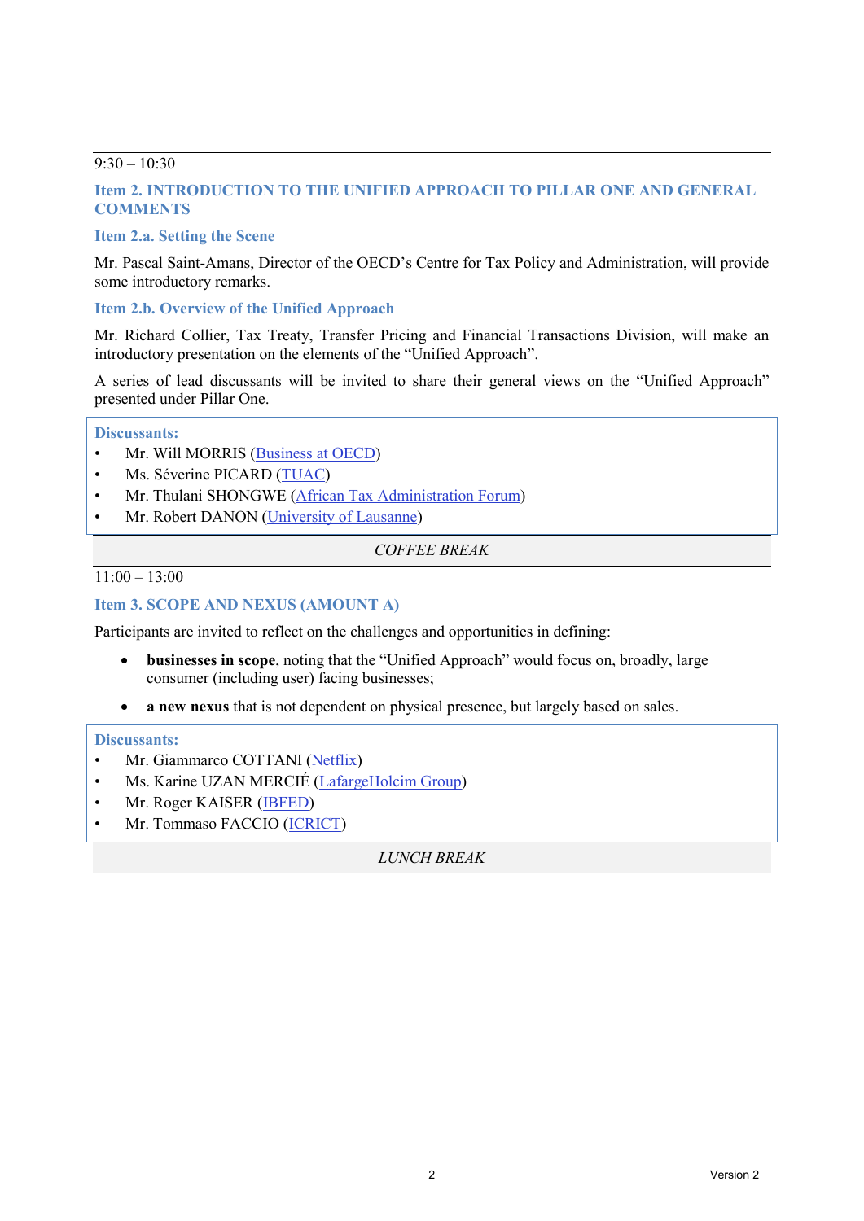9:30 – 10:30

## Item 2. INTRODUCTION TO THE UNIFIED APPROACH TO PILLAR ONE AND GENERAL COMMENTS

### Item 2.a. Setting the Scene

Mr. Pascal Saint-Amans, Director of the OECD's Centre for Tax Policy and Administration, will provide some introductory remarks.

### Item 2.b. Overview of the Unified Approach

Mr. Richard Collier, Tax Treaty, Transfer Pricing and Financial Transactions Division, will make an introductory presentation on the elements of the "Unified Approach".

A series of lead discussants will be invited to share their general views on the "Unified Approach" presented under Pillar One.

**Discussants:**

- Mr. Will MORRIS (Business at OECD)
- Ms. Séverine PICARD (TUAC)
- Mr. Thulani SHONGWE (African Tax Administration Forum)
- Mr. Robert DANON (University of Lausanne)

*COFFEE BREAK*

11:00 – 13:00

## Item 3. SCOPE AND NEXUS (AMOUNT A)

Participants are invited to reflect on the challenges and opportunities in defining:

- **businesses in scope**, noting that the "Unified Approach" would focus on, broadly, large consumer (including user) facing businesses;
- **a new nexus** that is not dependent on physical presence, but largely based on sales.

**Discussants:**

- Mr. Giammarco COTTANI (Netflix)
- Ms. Karine UZAN MERCIÉ (LafargeHolcim Group)
- Mr. Roger KAISER (IBFED)
- Mr. Tommaso FACCIO (ICRICT)

*LUNCH BREAK*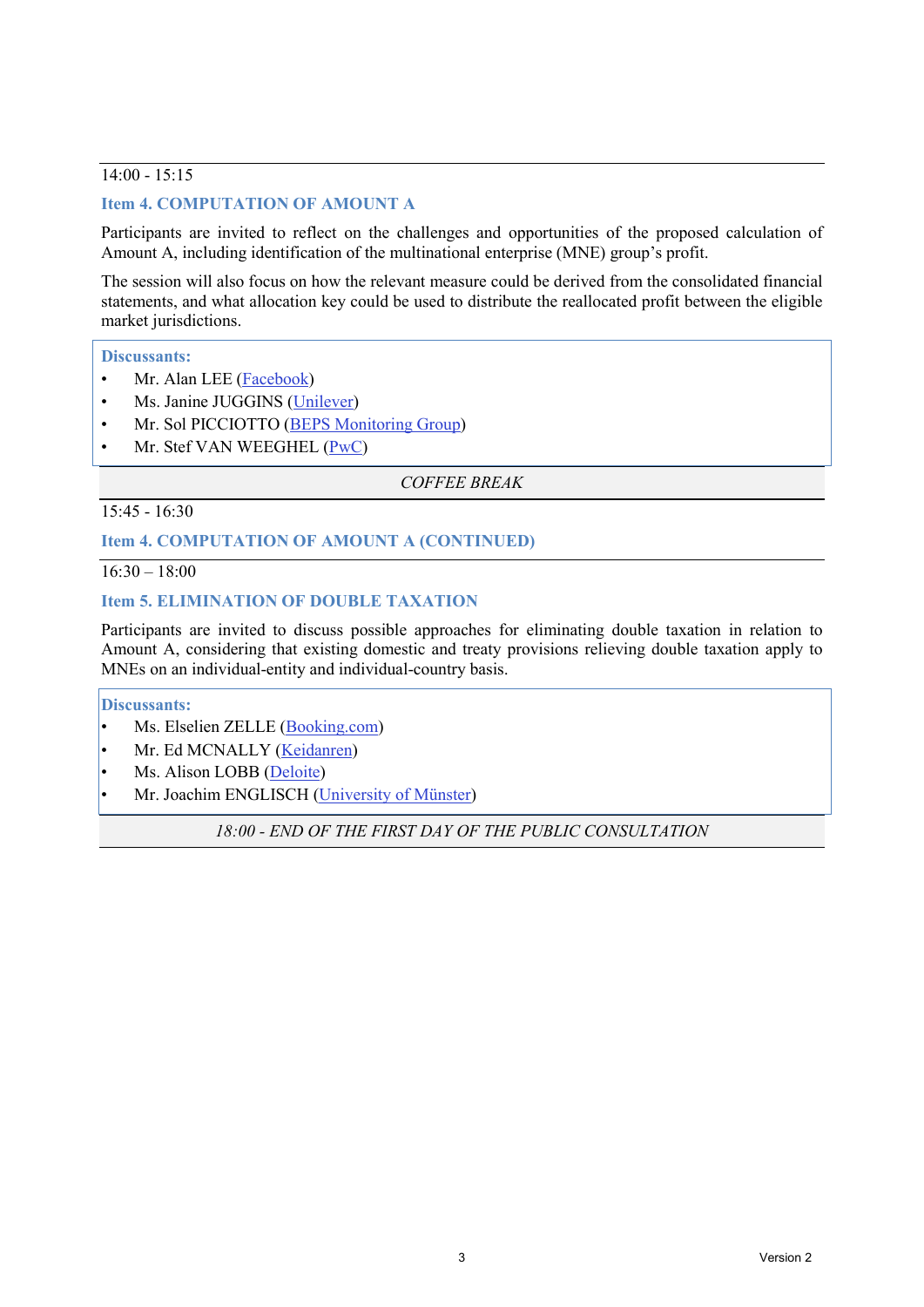14:00 - 15:15

### Item 4. COMPUTATION OF AMOUNT A

Participants are invited to reflect on the challenges and opportunities of the proposed calculation of Amount A, including identification of the multinational enterprise (MNE) group's profit.

The session will also focus on how the relevant measure could be derived from the consolidated financial statements, and what allocation key could be used to distribute the reallocated profit between the eligible market jurisdictions.

**Discussants:**

- Mr. Alan LEE (Facebook)
- Ms. Janine JUGGINS (Unilever)
- Mr. Sol PICCIOTTO (BEPS Monitoring Group)
- Mr. Stef VAN WEEGHEL (PwC)

*COFFEE BREAK*

15:45 - 16:30

### Item 4. COMPUTATION OF AMOUNT A (CONTINUED)

16:30 – 18:00

### Item 5. ELIMINATION OF DOUBLE TAXATION

Participants are invited to discuss possible approaches for eliminating double taxation in relation to Amount A, considering that existing domestic and treaty provisions relieving double taxation apply to MNEs on an individual-entity and individual-country basis.

**Discussants:**

- Ms. Elselien ZELLE (Booking.com)
- Mr. Ed MCNALLY (Keidanren)
- Ms. Alison LOBB (Deloite)
- Mr. Joachim ENGLISCH (University of Münster)

*18:00 - END OF THE FIRST DAY OF THE PUBLIC CONSULTATION*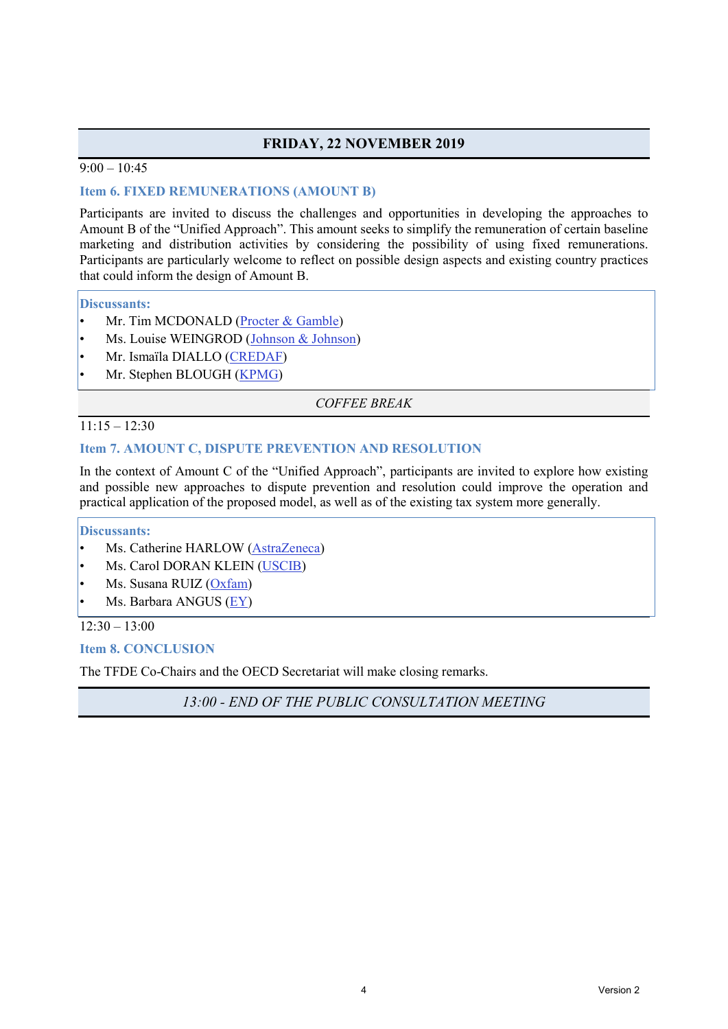## FRIDAY, 22 NOVEMBER 2019

9:00 – 10:45

### Item 6. FIXED REMUNERATIONS (AMOUNT B)

Participants are invited to discuss the challenges and opportunities in developing the approaches to Amount B of the "Unified Approach". This amount seeks to simplify the remuneration of certain baseline marketing and distribution activities by considering the possibility of using fixed remunerations. Participants are particularly welcome to reflect on possible design aspects and existing country practices that could inform the design of Amount B.

**Discussants:**

- Mr. Tim MCDONALD (Procter & Gamble)
- Ms. Louise WEINGROD (Johnson & Johnson)
- Mr. Ismaïla DIALLO (CREDAF)
- Mr. Stephen BLOUGH (KPMG)

*COFFEE BREAK*

11:15 – 12:30

### Item 7. AMOUNT C, DISPUTE PREVENTION AND RESOLUTION

In the context of Amount C of the "Unified Approach", participants are invited to explore how existing and possible new approaches to dispute prevention and resolution could improve the operation and practical application of the proposed model, as well as of the existing tax system more generally.

**Discussants:**

- Ms. Catherine HARLOW (AstraZeneca)
- Ms. Carol DORAN KLEIN (USCIB)
- Ms. Susana RUIZ (Oxfam)
- Ms. Barbara ANGUS (EY)

12:30 – 13:00

### Item 8. CONCLUSION

The TFDE Co-Chairs and the OECD Secretariat will make closing remarks.

*13:00 - END OF THE PUBLIC CONSULTATION MEETING*